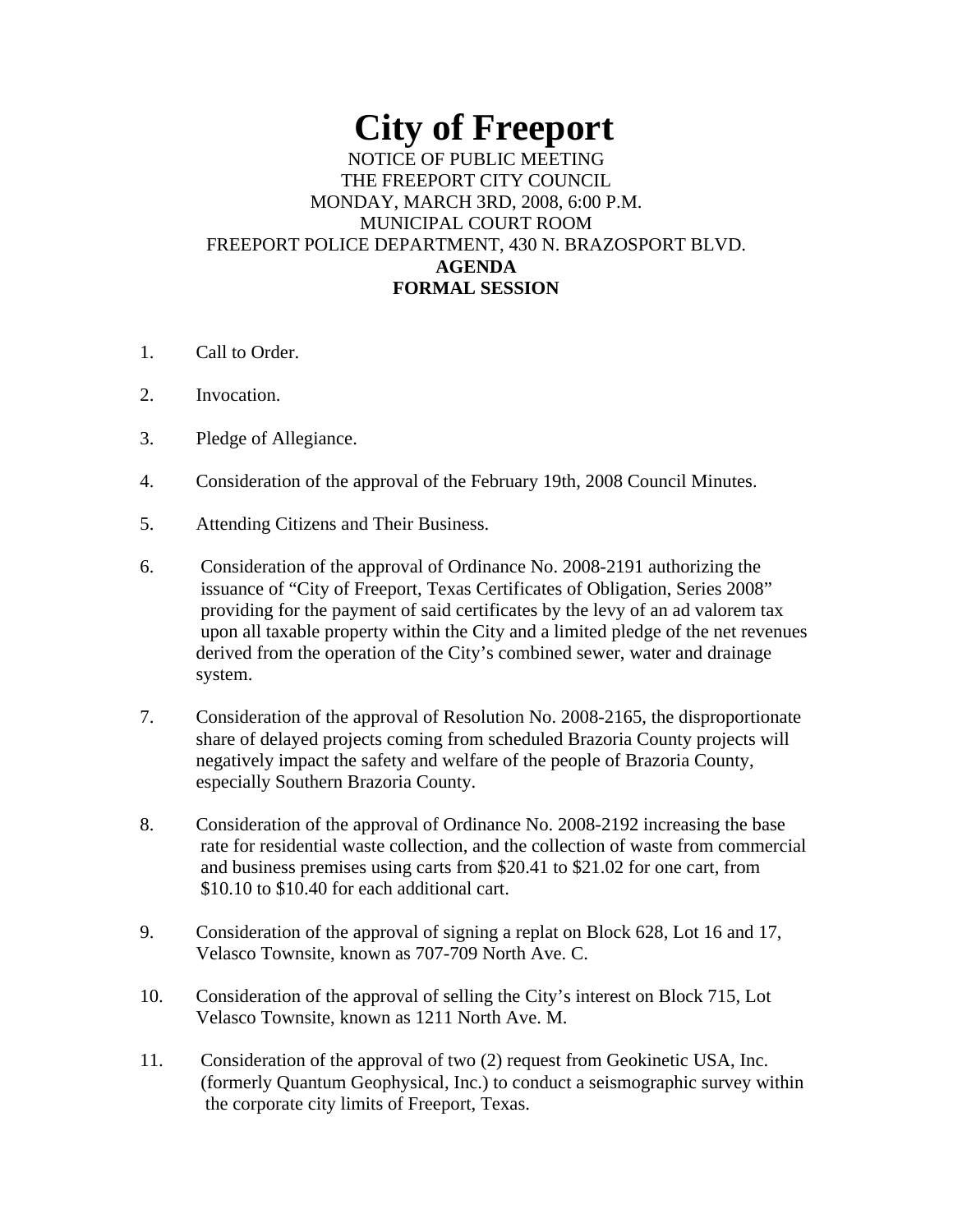# City of Freeport

NOTICE OF PUBLIC MEETING
THE FREEPORT CITY COUNCIL
MONDAY, MARCH 3RD, 2008, 6:00 P.M.
MUNICIPAL COURT ROOM
FREEPORT POLICE DEPARTMENT, 430 N. BRAZOSPORT BLVD.

**AGENDA**
**FORMAL SESSION**

1. Call to Order.

2. Invocation.

3. Pledge of Allegiance.

4. Consideration of the approval of the February 19th, 2008 Council Minutes.

5. Attending Citizens and Their Business.

6. Consideration of the approval of Ordinance No. 2008-2191 authorizing the issuance of "City of Freeport, Texas Certificates of Obligation, Series 2008" providing for the payment of said certificates by the levy of an ad valorem tax upon all taxable property within the City and a limited pledge of the net revenues derived from the operation of the City's combined sewer, water and drainage system.

7. Consideration of the approval of Resolution No. 2008-2165, the disproportionate share of delayed projects coming from scheduled Brazoria County projects will negatively impact the safety and welfare of the people of Brazoria County, especially Southern Brazoria County.

8. Consideration of the approval of Ordinance No. 2008-2192 increasing the base rate for residential waste collection, and the collection of waste from commercial and business premises using carts from $20.41 to $21.02 for one cart, from $10.10 to $10.40 for each additional cart.

9. Consideration of the approval of signing a replat on Block 628, Lot 16 and 17, Velasco Townsite, known as 707-709 North Ave. C.

10. Consideration of the approval of selling the City's interest on Block 715, Lot Velasco Townsite, known as 1211 North Ave. M.

11. Consideration of the approval of two (2) request from Geokinetic USA, Inc. (formerly Quantum Geophysical, Inc.) to conduct a seismographic survey within the corporate city limits of Freeport, Texas.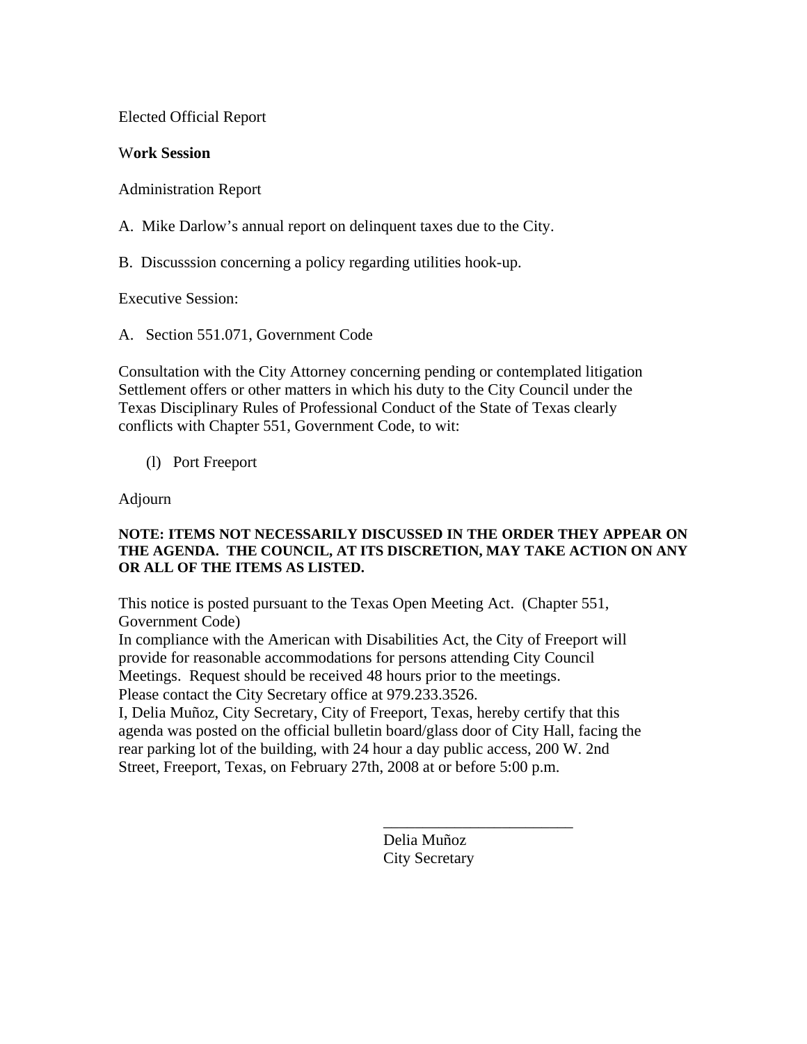Elected Official Report

W**ork Session**

Administration Report

A. Mike Darlow's annual report on delinquent taxes due to the City.

B. Discusssion concerning a policy regarding utilities hook-up.

Executive Session:

A. Section 551.071, Government Code

Consultation with the City Attorney concerning pending or contemplated litigation Settlement offers or other matters in which his duty to the City Council under the Texas Disciplinary Rules of Professional Conduct of the State of Texas clearly conflicts with Chapter 551, Government Code, to wit:

(l) Port Freeport

Adjourn

**NOTE: ITEMS NOT NECESSARILY DISCUSSED IN THE ORDER THEY APPEAR ON THE AGENDA. THE COUNCIL, AT ITS DISCRETION, MAY TAKE ACTION ON ANY OR ALL OF THE ITEMS AS LISTED.**

This notice is posted pursuant to the Texas Open Meeting Act. (Chapter 551, Government Code)
In compliance with the American with Disabilities Act, the City of Freeport will provide for reasonable accommodations for persons attending City Council Meetings. Request should be received 48 hours prior to the meetings.
Please contact the City Secretary office at 979.233.3526.
I, Delia Muñoz, City Secretary, City of Freeport, Texas, hereby certify that this agenda was posted on the official bulletin board/glass door of City Hall, facing the rear parking lot of the building, with 24 hour a day public access, 200 W. 2nd Street, Freeport, Texas, on February 27th, 2008 at or before 5:00 p.m.

________________________
Delia Muñoz
City Secretary